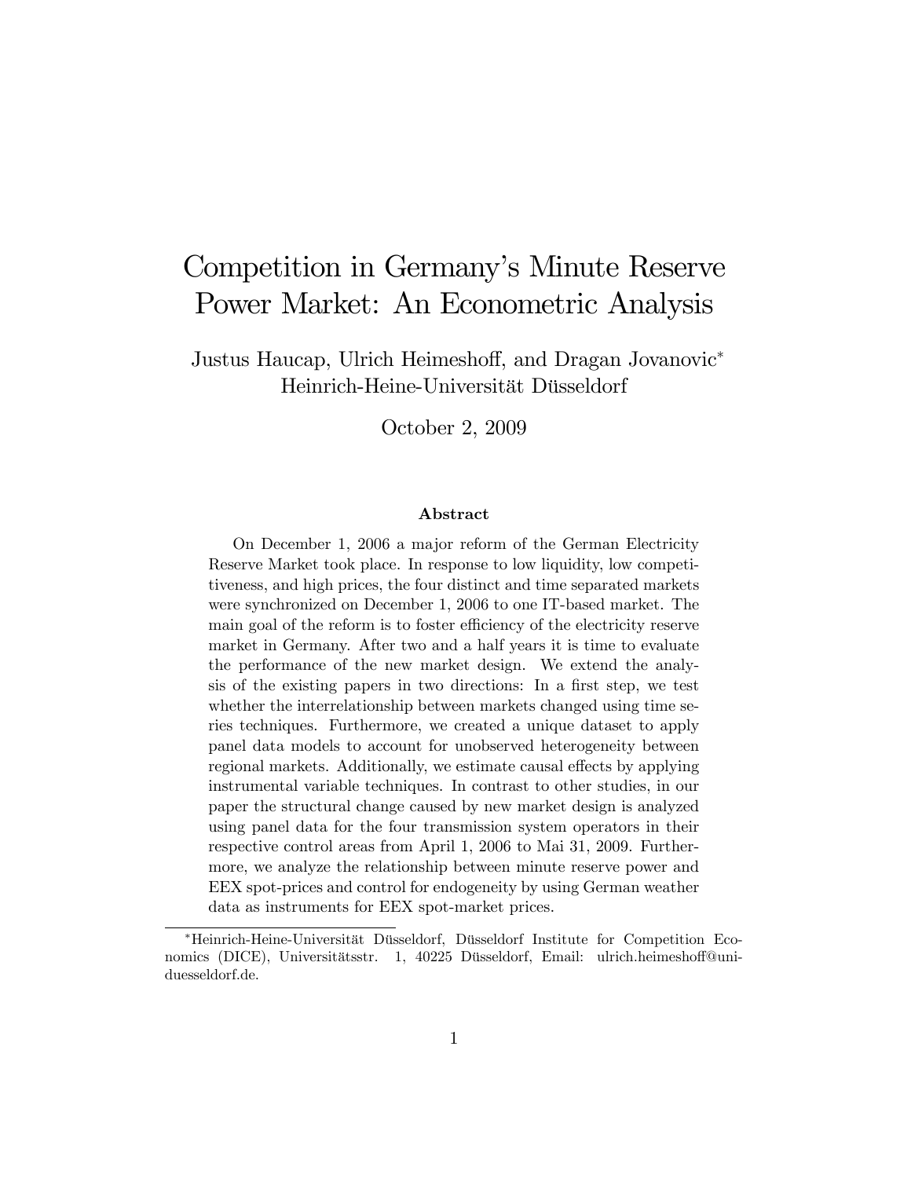# Competition in Germany's Minute Reserve Power Market: An Econometric Analysis

Justus Haucap, Ulrich Heimeshoff, and Dragan Jovanovic*
Heinrich-Heine-Universität Düsseldorf

October 2, 2009

### Abstract

On December 1, 2006 a major reform of the German Electricity Reserve Market took place. In response to low liquidity, low competitiveness, and high prices, the four distinct and time separated markets were synchronized on December 1, 2006 to one IT-based market. The main goal of the reform is to foster efficiency of the electricity reserve market in Germany. After two and a half years it is time to evaluate the performance of the new market design. We extend the analysis of the existing papers in two directions: In a first step, we test whether the interrelationship between markets changed using time series techniques. Furthermore, we created a unique dataset to apply panel data models to account for unobserved heterogeneity between regional markets. Additionally, we estimate causal effects by applying instrumental variable techniques. In contrast to other studies, in our paper the structural change caused by new market design is analyzed using panel data for the four transmission system operators in their respective control areas from April 1, 2006 to Mai 31, 2009. Furthermore, we analyze the relationship between minute reserve power and EEX spot-prices and control for endogeneity by using German weather data as instruments for EEX spot-market prices.

---

*Heinrich-Heine-Universität Düsseldorf, Düsseldorf Institute for Competition Economics (DICE), Universitätsstr. 1, 40225 Düsseldorf, Email: ulrich.heimeshoff@uni-duesseldorf.de.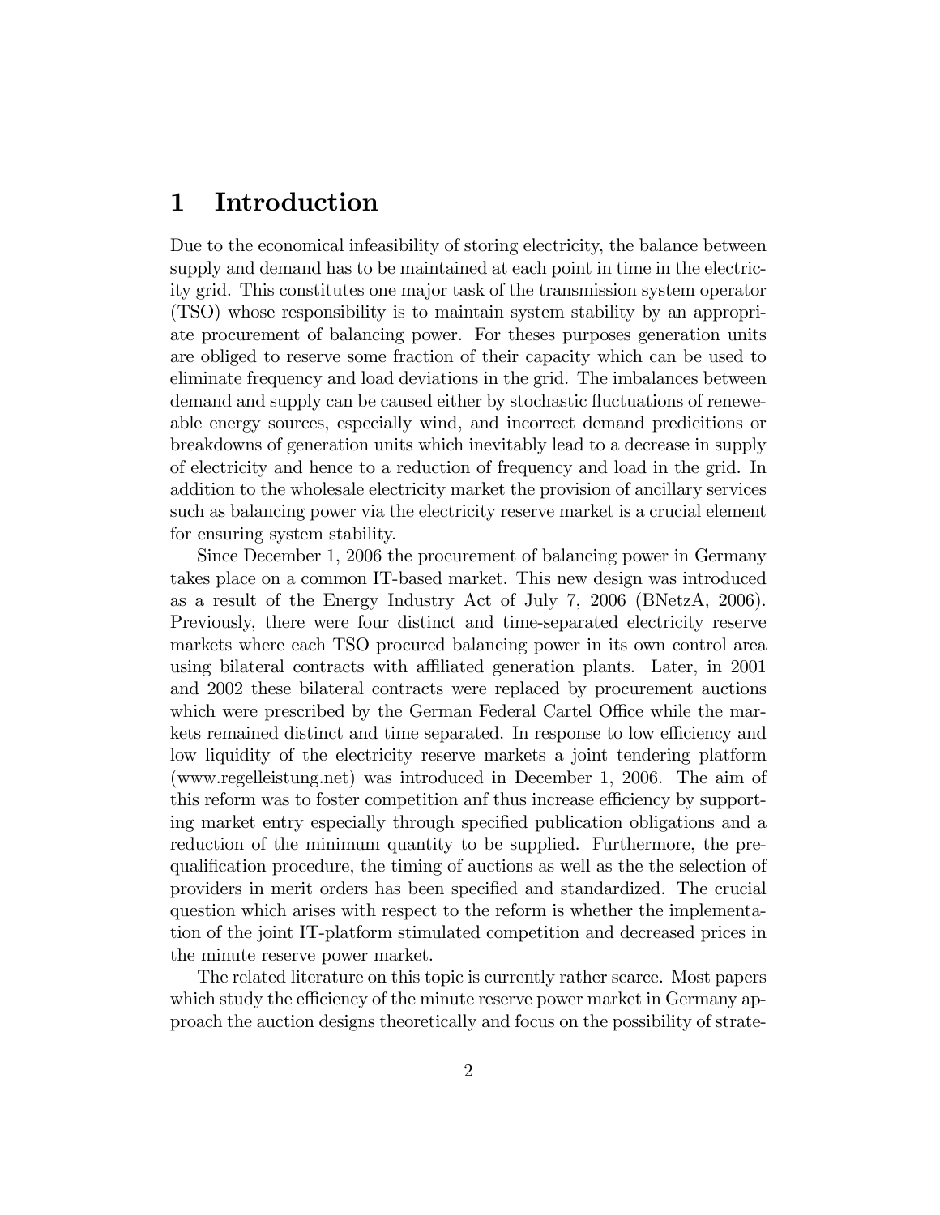# 1 Introduction

Due to the economical infeasibility of storing electricity, the balance between supply and demand has to be maintained at each point in time in the electricity grid. This constitutes one major task of the transmission system operator (TSO) whose responsibility is to maintain system stability by an appropriate procurement of balancing power. For theses purposes generation units are obliged to reserve some fraction of their capacity which can be used to eliminate frequency and load deviations in the grid. The imbalances between demand and supply can be caused either by stochastic fluctuations of reneweable energy sources, especially wind, and incorrect demand predicitions or breakdowns of generation units which inevitably lead to a decrease in supply of electricity and hence to a reduction of frequency and load in the grid. In addition to the wholesale electricity market the provision of ancillary services such as balancing power via the electricity reserve market is a crucial element for ensuring system stability.

Since December 1, 2006 the procurement of balancing power in Germany takes place on a common IT-based market. This new design was introduced as a result of the Energy Industry Act of July 7, 2006 (BNetzA, 2006). Previously, there were four distinct and time-separated electricity reserve markets where each TSO procured balancing power in its own control area using bilateral contracts with affiliated generation plants. Later, in 2001 and 2002 these bilateral contracts were replaced by procurement auctions which were prescribed by the German Federal Cartel Office while the markets remained distinct and time separated. In response to low efficiency and low liquidity of the electricity reserve markets a joint tendering platform (www.regelleistung.net) was introduced in December 1, 2006. The aim of this reform was to foster competition anf thus increase efficiency by supporting market entry especially through specified publication obligations and a reduction of the minimum quantity to be supplied. Furthermore, the prequalification procedure, the timing of auctions as well as the the selection of providers in merit orders has been specified and standardized. The crucial question which arises with respect to the reform is whether the implementation of the joint IT-platform stimulated competition and decreased prices in the minute reserve power market.

The related literature on this topic is currently rather scarce. Most papers which study the efficiency of the minute reserve power market in Germany approach the auction designs theoretically and focus on the possibility of strate-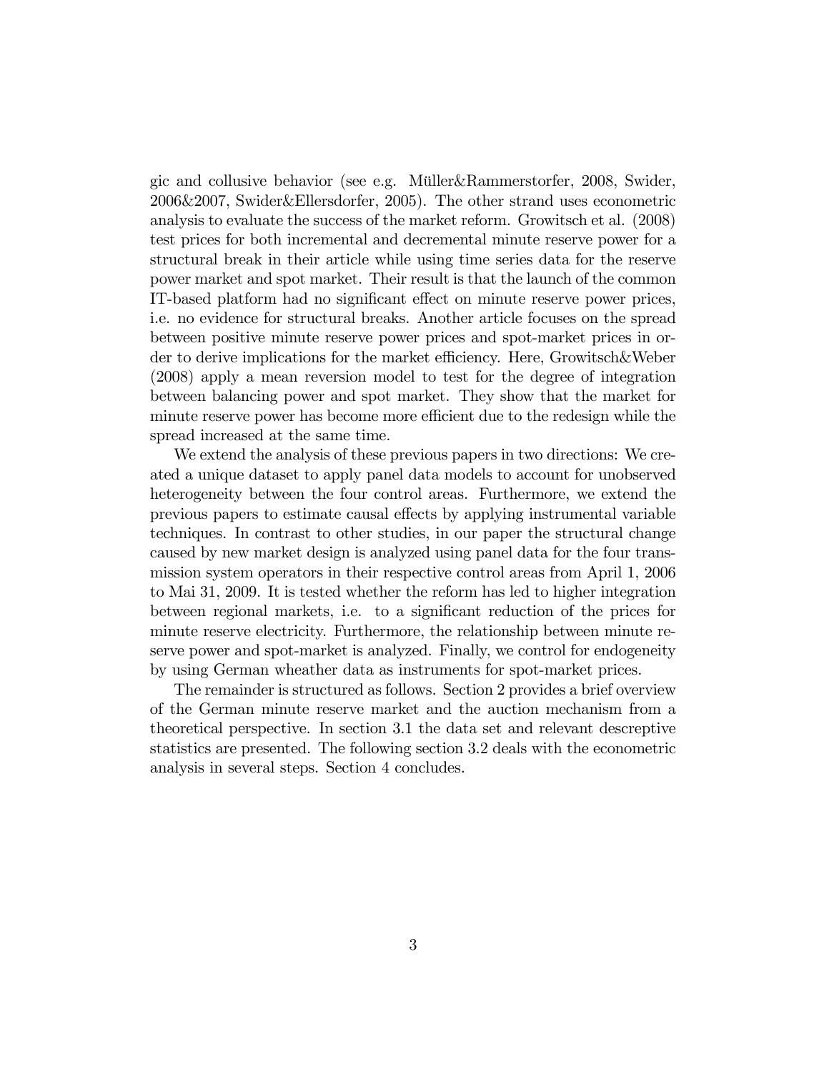gic and collusive behavior (see e.g. Müller&Rammerstorfer, 2008, Swider, 2006&2007, Swider&Ellersdorfer, 2005). The other strand uses econometric analysis to evaluate the success of the market reform. Growitsch et al. (2008) test prices for both incremental and decremental minute reserve power for a structural break in their article while using time series data for the reserve power market and spot market. Their result is that the launch of the common IT-based platform had no significant effect on minute reserve power prices, i.e. no evidence for structural breaks. Another article focuses on the spread between positive minute reserve power prices and spot-market prices in order to derive implications for the market efficiency. Here, Growitsch&Weber (2008) apply a mean reversion model to test for the degree of integration between balancing power and spot market. They show that the market for minute reserve power has become more efficient due to the redesign while the spread increased at the same time.

We extend the analysis of these previous papers in two directions: We created a unique dataset to apply panel data models to account for unobserved heterogeneity between the four control areas. Furthermore, we extend the previous papers to estimate causal effects by applying instrumental variable techniques. In contrast to other studies, in our paper the structural change caused by new market design is analyzed using panel data for the four transmission system operators in their respective control areas from April 1, 2006 to Mai 31, 2009. It is tested whether the reform has led to higher integration between regional markets, i.e. to a significant reduction of the prices for minute reserve electricity. Furthermore, the relationship between minute reserve power and spot-market is analyzed. Finally, we control for endogeneity by using German wheather data as instruments for spot-market prices.

The remainder is structured as follows. Section 2 provides a brief overview of the German minute reserve market and the auction mechanism from a theoretical perspective. In section 3.1 the data set and relevant descreptive statistics are presented. The following section 3.2 deals with the econometric analysis in several steps. Section 4 concludes.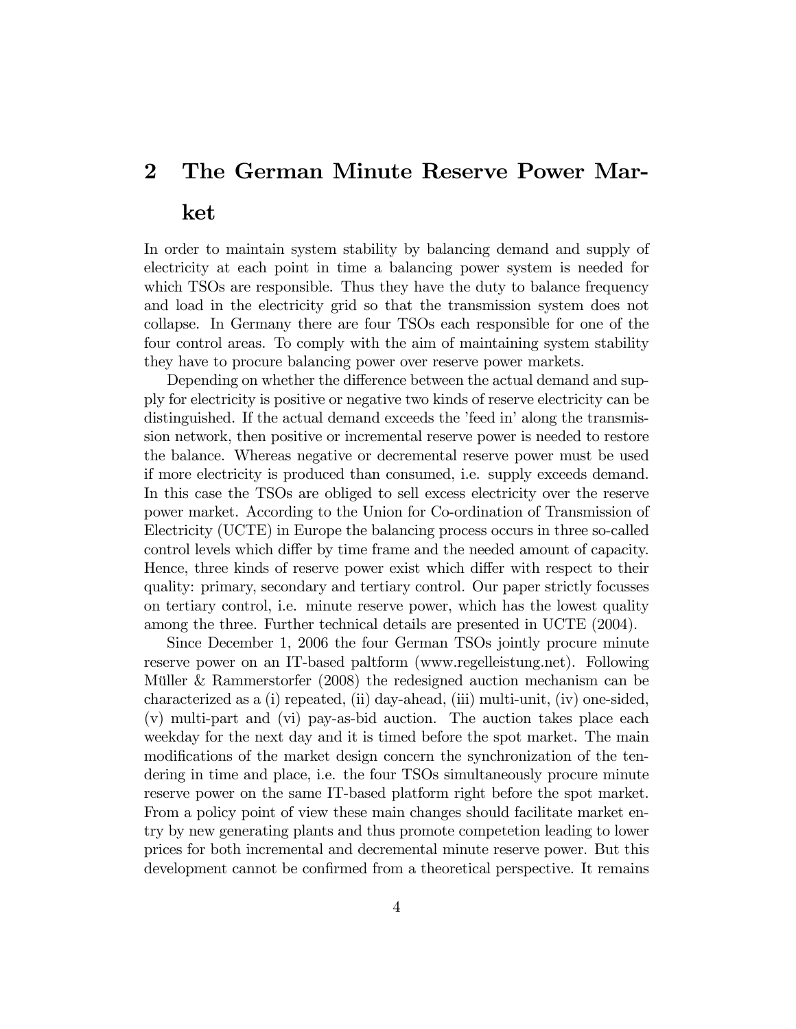## 2 The German Minute Reserve Power Market

In order to maintain system stability by balancing demand and supply of electricity at each point in time a balancing power system is needed for which TSOs are responsible. Thus they have the duty to balance frequency and load in the electricity grid so that the transmission system does not collapse. In Germany there are four TSOs each responsible for one of the four control areas. To comply with the aim of maintaining system stability they have to procure balancing power over reserve power markets.

Depending on whether the difference between the actual demand and supply for electricity is positive or negative two kinds of reserve electricity can be distinguished. If the actual demand exceeds the 'feed in' along the transmission network, then positive or incremental reserve power is needed to restore the balance. Whereas negative or decremental reserve power must be used if more electricity is produced than consumed, i.e. supply exceeds demand. In this case the TSOs are obliged to sell excess electricity over the reserve power market. According to the Union for Co-ordination of Transmission of Electricity (UCTE) in Europe the balancing process occurs in three so-called control levels which differ by time frame and the needed amount of capacity. Hence, three kinds of reserve power exist which differ with respect to their quality: primary, secondary and tertiary control. Our paper strictly focusses on tertiary control, i.e. minute reserve power, which has the lowest quality among the three. Further technical details are presented in UCTE (2004).

Since December 1, 2006 the four German TSOs jointly procure minute reserve power on an IT-based paltform (www.regelleistung.net). Following Müller & Rammerstorfer (2008) the redesigned auction mechanism can be characterized as a (i) repeated, (ii) day-ahead, (iii) multi-unit, (iv) one-sided, (v) multi-part and (vi) pay-as-bid auction. The auction takes place each weekday for the next day and it is timed before the spot market. The main modifications of the market design concern the synchronization of the tendering in time and place, i.e. the four TSOs simultaneously procure minute reserve power on the same IT-based platform right before the spot market. From a policy point of view these main changes should facilitate market entry by new generating plants and thus promote competetion leading to lower prices for both incremental and decremental minute reserve power. But this development cannot be confirmed from a theoretical perspective. It remains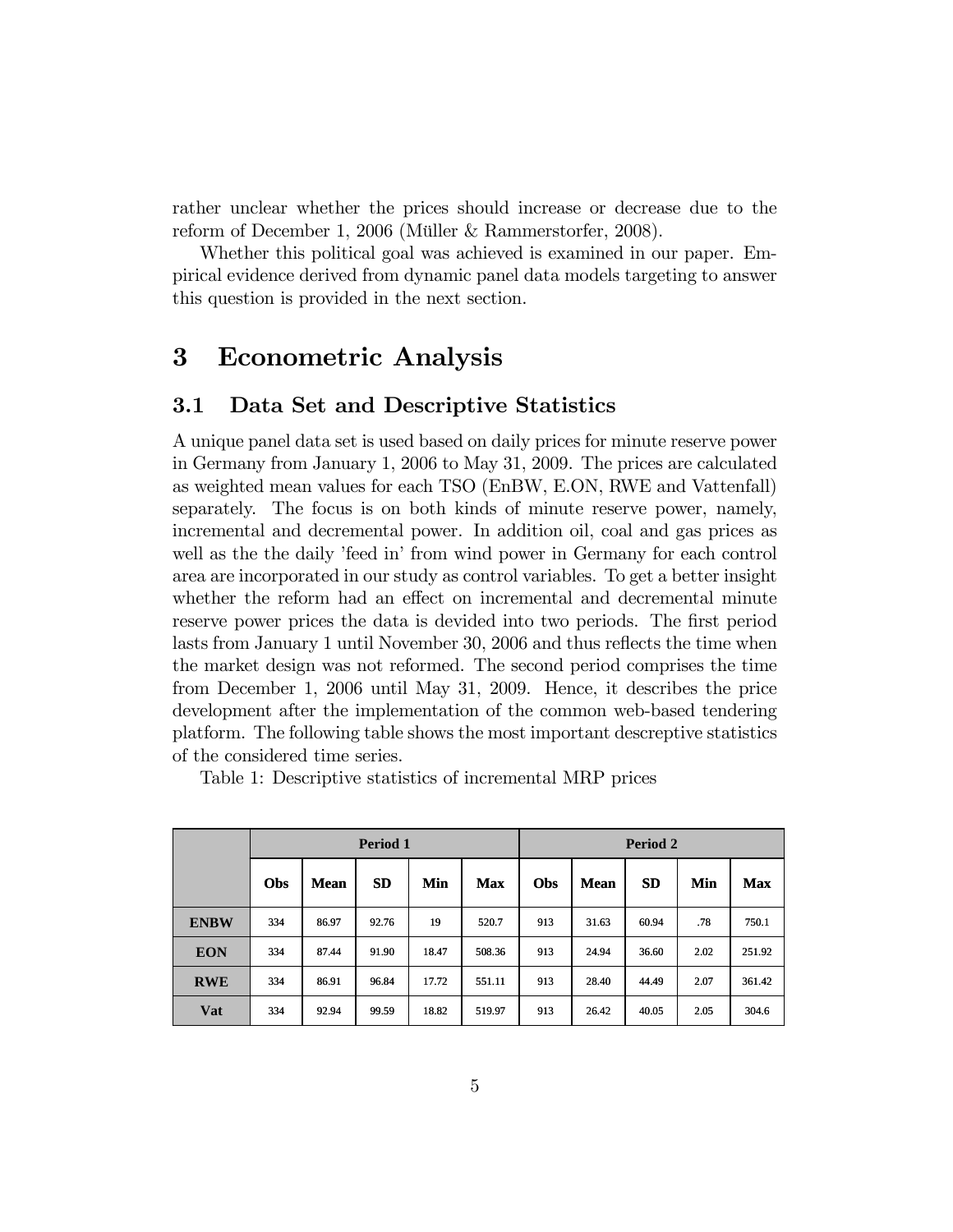rather unclear whether the prices should increase or decrease due to the reform of December 1, 2006 (Müller & Rammerstorfer, 2008).

Whether this political goal was achieved is examined in our paper. Empirical evidence derived from dynamic panel data models targeting to answer this question is provided in the next section.

# 3 Econometric Analysis

## 3.1 Data Set and Descriptive Statistics

A unique panel data set is used based on daily prices for minute reserve power in Germany from January 1, 2006 to May 31, 2009. The prices are calculated as weighted mean values for each TSO (EnBW, E.ON, RWE and Vattenfall) separately. The focus is on both kinds of minute reserve power, namely, incremental and decremental power. In addition oil, coal and gas prices as well as the the daily 'feed in' from wind power in Germany for each control area are incorporated in our study as control variables. To get a better insight whether the reform had an effect on incremental and decremental minute reserve power prices the data is devided into two periods. The first period lasts from January 1 until November 30, 2006 and thus reflects the time when the market design was not reformed. The second period comprises the time from December 1, 2006 until May 31, 2009. Hence, it describes the price development after the implementation of the common web-based tendering platform. The following table shows the most important descreptive statistics of the considered time series.

Table 1: Descriptive statistics of incremental MRP prices

| | Period 1 | | | | | Period 2 | | | | |
|---|---|---|---|---|---|---|---|---|---|---|
| | **Obs** | **Mean** | **SD** | **Min** | **Max** | **Obs** | **Mean** | **SD** | **Min** | **Max** |
| **ENBW** | 334 | 86.97 | 92.76 | 19 | 520.7 | 913 | 31.63 | 60.94 | .78 | 750.1 |
| **EON** | 334 | 87.44 | 91.90 | 18.47 | 508.36 | 913 | 24.94 | 36.60 | 2.02 | 251.92 |
| **RWE** | 334 | 86.91 | 96.84 | 17.72 | 551.11 | 913 | 28.40 | 44.49 | 2.07 | 361.42 |
| **Vat** | 334 | 92.94 | 99.59 | 18.82 | 519.97 | 913 | 26.42 | 40.05 | 2.05 | 304.6 |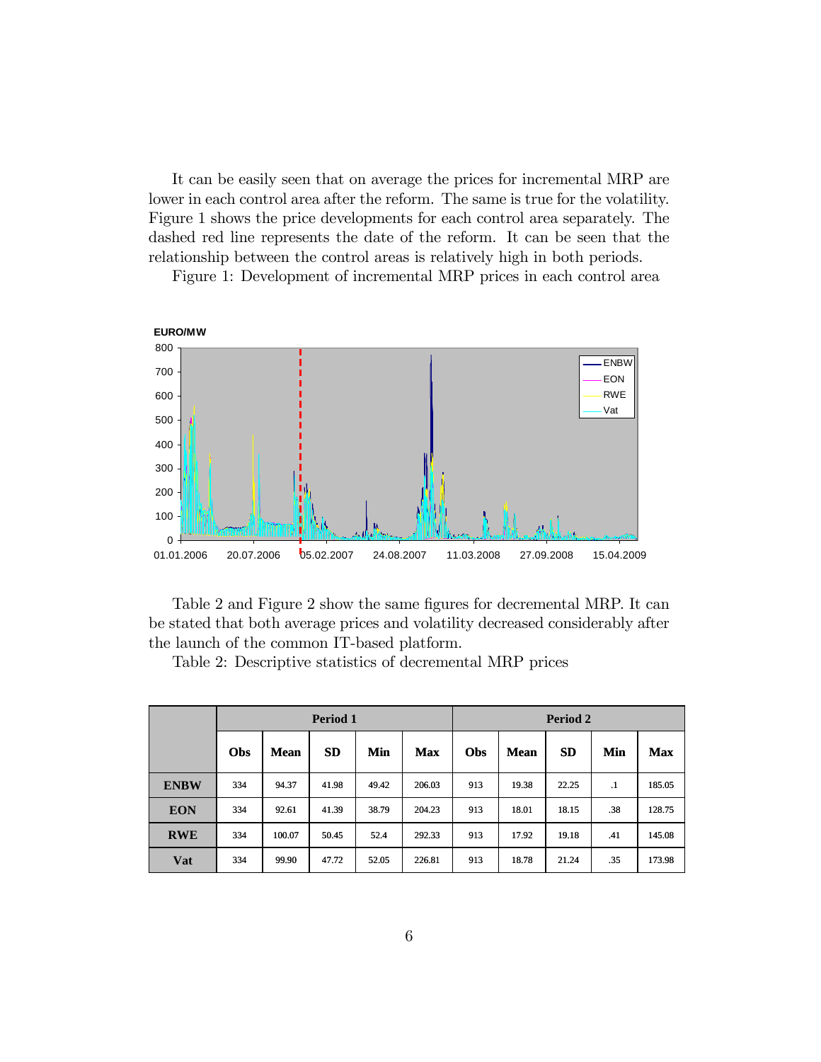It can be easily seen that on average the prices for incremental MRP are lower in each control area after the reform. The same is true for the volatility. Figure 1 shows the price developments for each control area separately. The dashed red line represents the date of the reform. It can be seen that the relationship between the control areas is relatively high in both periods.

Figure 1: Development of incremental MRP prices in each control area

Table 2 and Figure 2 show the same figures for decremental MRP. It can be stated that both average prices and volatility decreased considerably after the launch of the common IT-based platform.

Table 2: Descriptive statistics of decremental MRP prices

| | Period 1 | | | | | Period 2 | | | | |
|---|---|---|---|---|---|---|---|---|---|---|
| | **Obs** | **Mean** | **SD** | **Min** | **Max** | **Obs** | **Mean** | **SD** | **Min** | **Max** |
| **ENBW** | 334 | 94.37 | 41.98 | 49.42 | 206.03 | 913 | 19.38 | 22.25 | .1 | 185.05 |
| **EON** | 334 | 92.61 | 41.39 | 38.79 | 204.23 | 913 | 18.01 | 18.15 | .38 | 128.75 |
| **RWE** | 334 | 100.07 | 50.45 | 52.4 | 292.33 | 913 | 17.92 | 19.18 | .41 | 145.08 |
| **Vat** | 334 | 99.90 | 47.72 | 52.05 | 226.81 | 913 | 18.78 | 21.24 | .35 | 173.98 |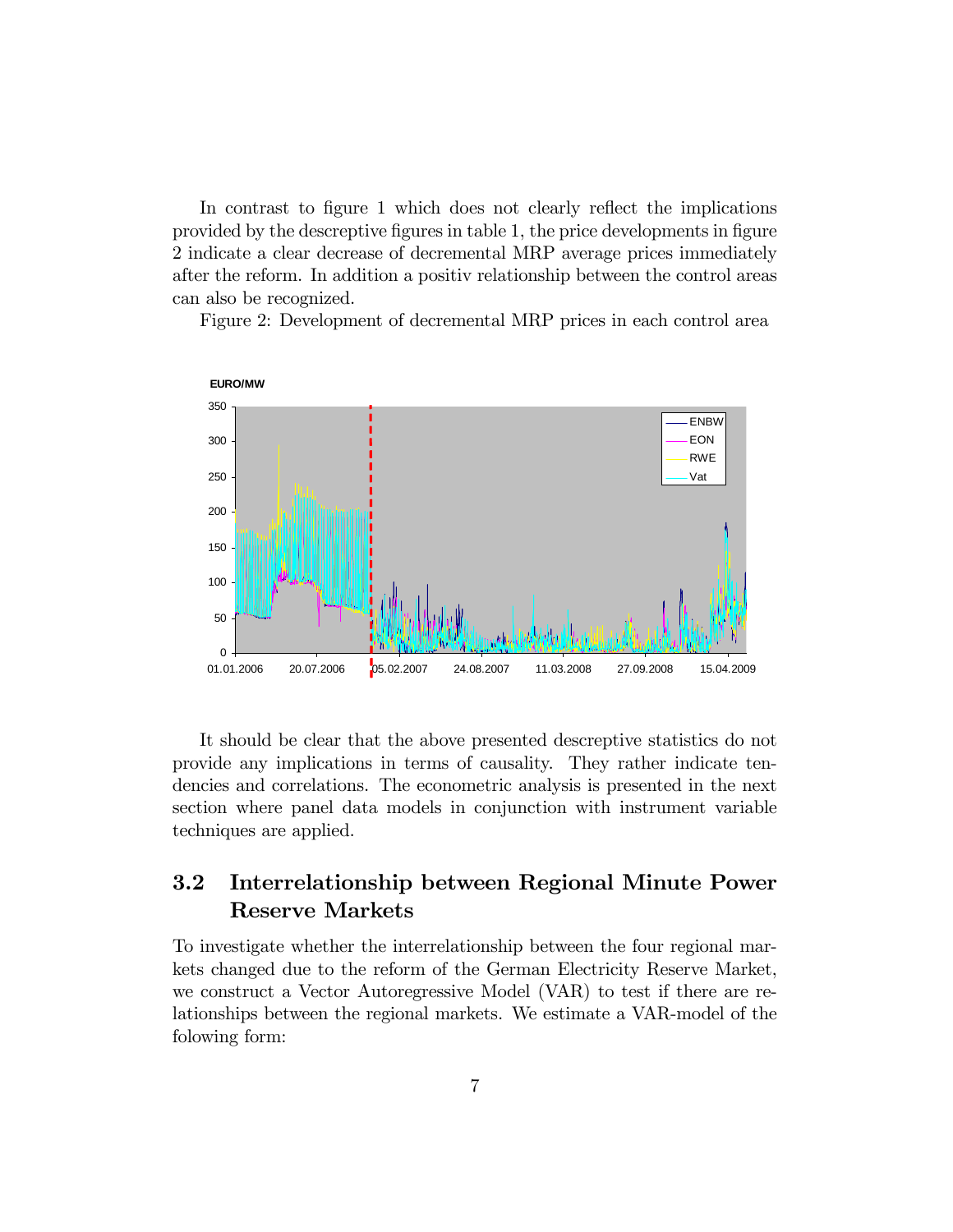In contrast to figure 1 which does not clearly reflect the implications provided by the descreptive figures in table 1, the price developments in figure 2 indicate a clear decrease of decremental MRP average prices immediately after the reform. In addition a positiv relationship between the control areas can also be recognized.

Figure 2: Development of decremental MRP prices in each control area

It should be clear that the above presented descreptive statistics do not provide any implications in terms of causality. They rather indicate tendencies and correlations. The econometric analysis is presented in the next section where panel data models in conjunction with instrument variable techniques are applied.

## 3.2 Interrelationship between Regional Minute Power Reserve Markets

To investigate whether the interrelationship between the four regional markets changed due to the reform of the German Electricity Reserve Market, we construct a Vector Autoregressive Model (VAR) to test if there are relationships between the regional markets. We estimate a VAR-model of the folowing form: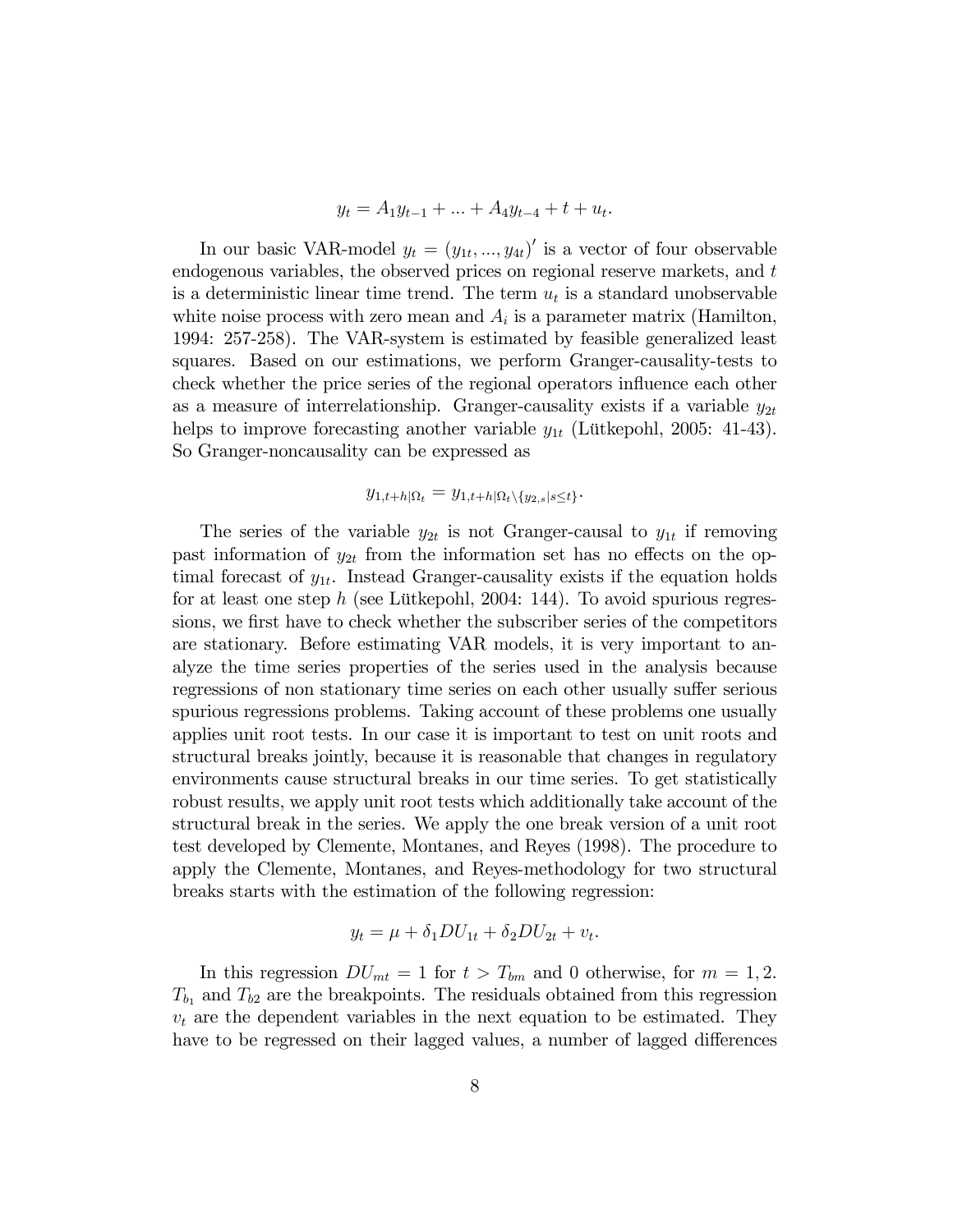$$y_t = A_1 y_{t-1} + ... + A_4 y_{t-4} + t + u_t.$$

In our basic VAR-model $y_t = (y_{1t}, ..., y_{4t})'$ is a vector of four observable endogenous variables, the observed prices on regional reserve markets, and $t$ is a deterministic linear time trend. The term $u_t$ is a standard unobservable white noise process with zero mean and $A_i$ is a parameter matrix (Hamilton, 1994: 257-258). The VAR-system is estimated by feasible generalized least squares. Based on our estimations, we perform Granger-causality-tests to check whether the price series of the regional operators influence each other as a measure of interrelationship. Granger-causality exists if a variable $y_{2t}$ helps to improve forecasting another variable $y_{1t}$ (Lütkepohl, 2005: 41-43). So Granger-noncausality can be expressed as

$$y_{1,t+h|\Omega_t} = y_{1,t+h|\Omega_t \setminus \{y_{2,s}|s \leq t\}}.$$

The series of the variable $y_{2t}$ is not Granger-causal to $y_{1t}$ if removing past information of $y_{2t}$ from the information set has no effects on the optimal forecast of $y_{1t}$. Instead Granger-causality exists if the equation holds for at least one step $h$ (see Lütkepohl, 2004: 144). To avoid spurious regressions, we first have to check whether the subscriber series of the competitors are stationary. Before estimating VAR models, it is very important to analyze the time series properties of the series used in the analysis because regressions of non stationary time series on each other usually suffer serious spurious regressions problems. Taking account of these problems one usually applies unit root tests. In our case it is important to test on unit roots and structural breaks jointly, because it is reasonable that changes in regulatory environments cause structural breaks in our time series. To get statistically robust results, we apply unit root tests which additionally take account of the structural break in the series. We apply the one break version of a unit root test developed by Clemente, Montanes, and Reyes (1998). The procedure to apply the Clemente, Montanes, and Reyes-methodology for two structural breaks starts with the estimation of the following regression:

$$y_t = \mu + \delta_1 DU_{1t} + \delta_2 DU_{2t} + v_t.$$

In this regression $DU_{mt} = 1$ for $t > T_{bm}$ and 0 otherwise, for $m = 1, 2$. $T_{b_1}$ and $T_{b2}$ are the breakpoints. The residuals obtained from this regression $v_t$ are the dependent variables in the next equation to be estimated. They have to be regressed on their lagged values, a number of lagged differences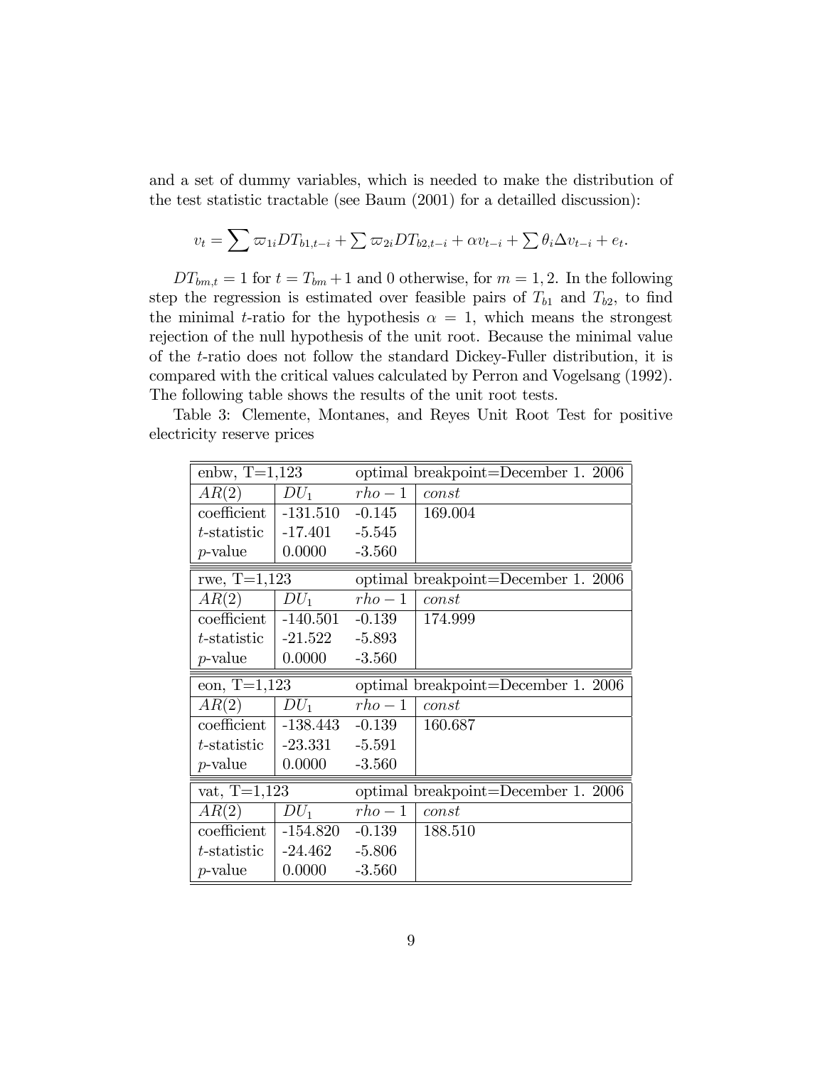and a set of dummy variables, which is needed to make the distribution of the test statistic tractable (see Baum (2001) for a detailled discussion):

$$v_t = \sum \varpi_{1i} DT_{b1,t-i} + \sum \varpi_{2i} DT_{b2,t-i} + \alpha v_{t-i} + \sum \theta_i \Delta v_{t-i} + e_t.$$

$DT_{bm,t} = 1$ for $t = T_{bm} + 1$ and 0 otherwise, for $m = 1, 2$. In the following step the regression is estimated over feasible pairs of $T_{b1}$ and $T_{b2}$, to find the minimal $t$-ratio for the hypothesis $\alpha = 1$, which means the strongest rejection of the null hypothesis of the unit root. Because the minimal value of the $t$-ratio does not follow the standard Dickey-Fuller distribution, it is compared with the critical values calculated by Perron and Vogelsang (1992). The following table shows the results of the unit root tests.

Table 3: Clemente, Montanes, and Reyes Unit Root Test for positive electricity reserve prices

| enbw, T=1,123 | | optimal breakpoint=December 1. 2006 | |
|---|---|---|---|
| $AR(2)$ | $DU_1$ | $rho - 1$ | $const$ |
| coefficient | -131.510 | -0.145 | 169.004 |
| $t$-statistic | -17.401 | -5.545 | |
| $p$-value | 0.0000 | -3.560 | |
| **rwe, T=1,123** | | **optimal breakpoint=December 1. 2006** | |
| $AR(2)$ | $DU_1$ | $rho - 1$ | $const$ |
| coefficient | -140.501 | -0.139 | 174.999 |
| $t$-statistic | -21.522 | -5.893 | |
| $p$-value | 0.0000 | -3.560 | |
| **eon, T=1,123** | | **optimal breakpoint=December 1. 2006** | |
| $AR(2)$ | $DU_1$ | $rho - 1$ | $const$ |
| coefficient | -138.443 | -0.139 | 160.687 |
| $t$-statistic | -23.331 | -5.591 | |
| $p$-value | 0.0000 | -3.560 | |
| **vat, T=1,123** | | **optimal breakpoint=December 1. 2006** | |
| $AR(2)$ | $DU_1$ | $rho - 1$ | $const$ |
| coefficient | -154.820 | -0.139 | 188.510 |
| $t$-statistic | -24.462 | -5.806 | |
| $p$-value | 0.0000 | -3.560 | |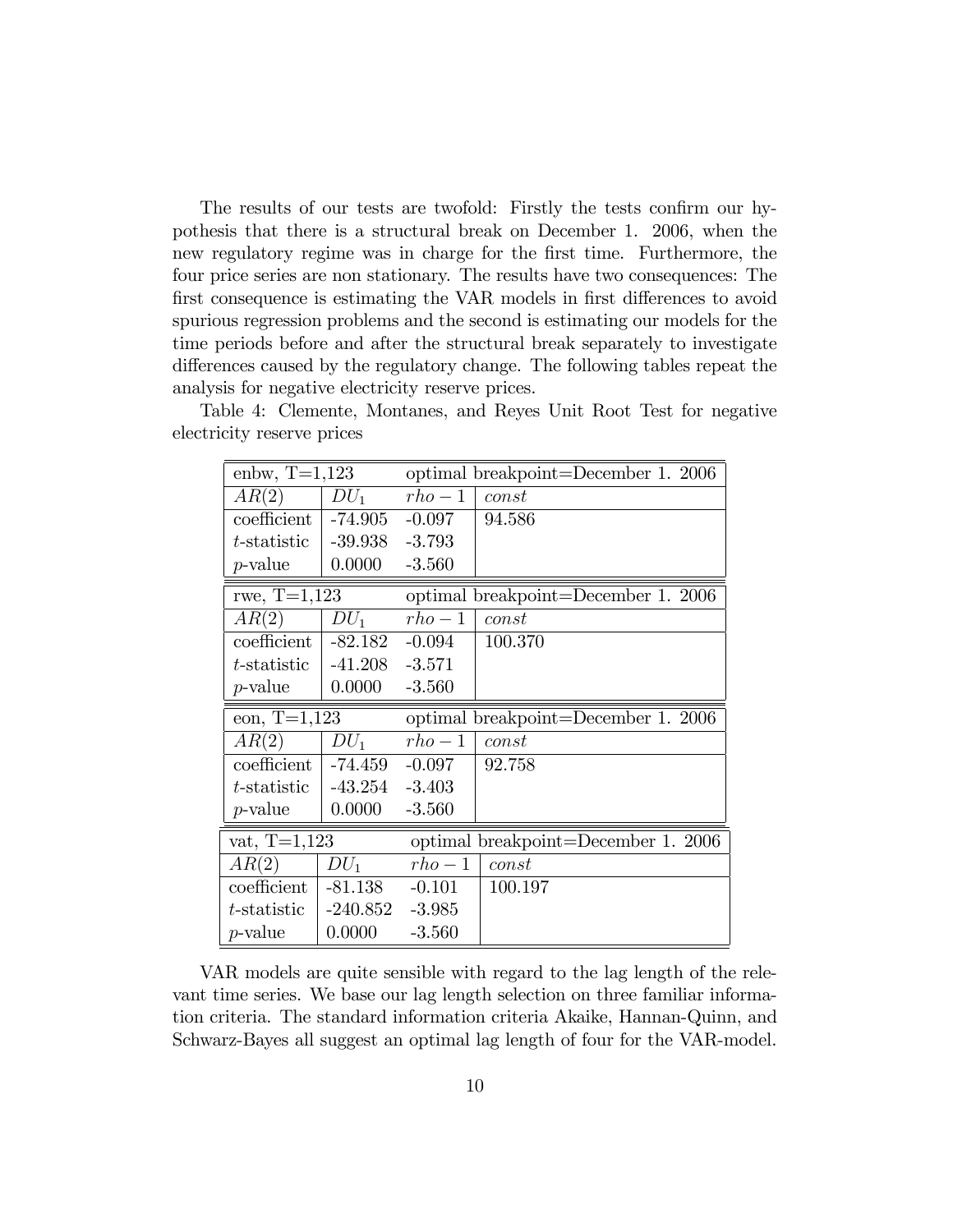The results of our tests are twofold: Firstly the tests confirm our hypothesis that there is a structural break on December 1. 2006, when the new regulatory regime was in charge for the first time. Furthermore, the four price series are non stationary. The results have two consequences: The first consequence is estimating the VAR models in first differences to avoid spurious regression problems and the second is estimating our models for the time periods before and after the structural break separately to investigate differences caused by the regulatory change. The following tables repeat the analysis for negative electricity reserve prices.

Table 4: Clemente, Montanes, and Reyes Unit Root Test for negative electricity reserve prices

| enbw, T=1,123 | | optimal breakpoint=December 1. 2006 | |
|---|---|---|---|
| $AR(2)$ | $DU_1$ | $rho-1$ | $const$ |
| coefficient | -74.905 | -0.097 | 94.586 |
| $t$-statistic | -39.938 | -3.793 | |
| $p$-value | 0.0000 | -3.560 | |

| rwe, T=1,123 | | optimal breakpoint=December 1. 2006 | |
|---|---|---|---|
| $AR(2)$ | $DU_1$ | $rho-1$ | $const$ |
| coefficient | -82.182 | -0.094 | 100.370 |
| $t$-statistic | -41.208 | -3.571 | |
| $p$-value | 0.0000 | -3.560 | |

| eon, T=1,123 | | optimal breakpoint=December 1. 2006 | |
|---|---|---|---|
| $AR(2)$ | $DU_1$ | $rho-1$ | $const$ |
| coefficient | -74.459 | -0.097 | 92.758 |
| $t$-statistic | -43.254 | -3.403 | |
| $p$-value | 0.0000 | -3.560 | |

| vat, T=1,123 | | optimal breakpoint=December 1. 2006 | |
|---|---|---|---|
| $AR(2)$ | $DU_1$ | $rho-1$ | $const$ |
| coefficient | -81.138 | -0.101 | 100.197 |
| $t$-statistic | -240.852 | -3.985 | |
| $p$-value | 0.0000 | -3.560 | |

VAR models are quite sensible with regard to the lag length of the relevant time series. We base our lag length selection on three familiar information criteria. The standard information criteria Akaike, Hannan-Quinn, and Schwarz-Bayes all suggest an optimal lag length of four for the VAR-model.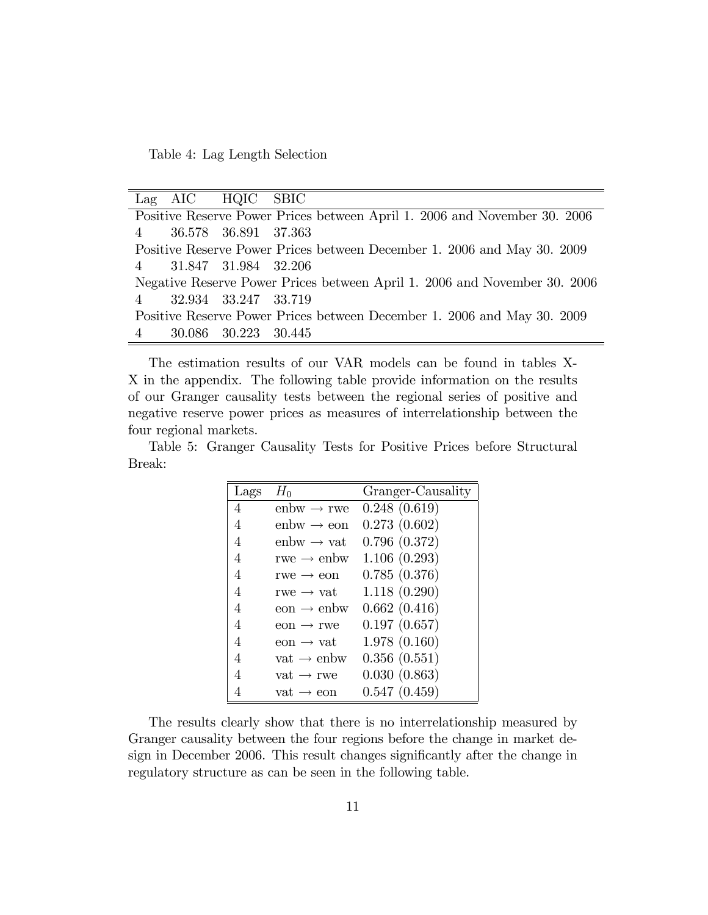Table 4: Lag Length Selection

| Lag | AIC | HQIC | SBIC |
|---|---|---|---|
| Positive Reserve Power Prices between April 1. 2006 and November 30. 2006 | | | |
| 4 | 36.578 | 36.891 | 37.363 |
| Positive Reserve Power Prices between December 1. 2006 and May 30. 2009 | | | |
| 4 | 31.847 | 31.984 | 32.206 |
| Negative Reserve Power Prices between April 1. 2006 and November 30. 2006 | | | |
| 4 | 32.934 | 33.247 | 33.719 |
| Positive Reserve Power Prices between December 1. 2006 and May 30. 2009 | | | |
| 4 | 30.086 | 30.223 | 30.445 |

The estimation results of our VAR models can be found in tables X-X in the appendix. The following table provide information on the results of our Granger causality tests between the regional series of positive and negative reserve power prices as measures of interrelationship between the four regional markets.

Table 5: Granger Causality Tests for Positive Prices before Structural Break:

| Lags | $H_0$ | Granger-Causality |
|---|---|---|
| 4 | enbw → rwe | 0.248 (0.619) |
| 4 | enbw → eon | 0.273 (0.602) |
| 4 | enbw → vat | 0.796 (0.372) |
| 4 | rwe → enbw | 1.106 (0.293) |
| 4 | rwe → eon | 0.785 (0.376) |
| 4 | rwe → vat | 1.118 (0.290) |
| 4 | eon → enbw | 0.662 (0.416) |
| 4 | eon → rwe | 0.197 (0.657) |
| 4 | eon → vat | 1.978 (0.160) |
| 4 | vat → enbw | 0.356 (0.551) |
| 4 | vat → rwe | 0.030 (0.863) |
| 4 | vat → eon | 0.547 (0.459) |

The results clearly show that there is no interrelationship measured by Granger causality between the four regions before the change in market design in December 2006. This result changes significantly after the change in regulatory structure as can be seen in the following table.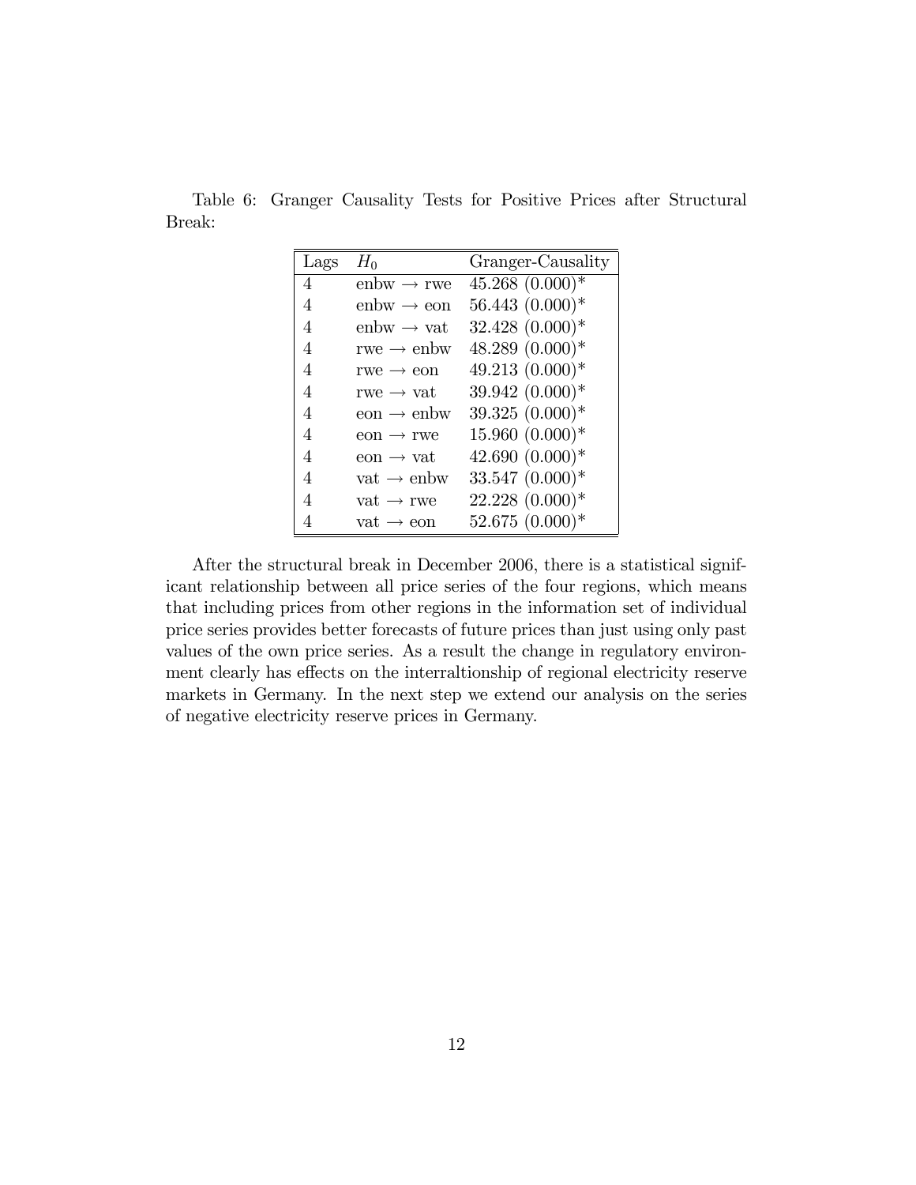Table 6: Granger Causality Tests for Positive Prices after Structural Break:

| Lags | $H_0$ | Granger-Causality |
|---|---|---|
| 4 | enbw $\rightarrow$ rwe | 45.268 (0.000)* |
| 4 | enbw $\rightarrow$ eon | 56.443 (0.000)* |
| 4 | enbw $\rightarrow$ vat | 32.428 (0.000)* |
| 4 | rwe $\rightarrow$ enbw | 48.289 (0.000)* |
| 4 | rwe $\rightarrow$ eon | 49.213 (0.000)* |
| 4 | rwe $\rightarrow$ vat | 39.942 (0.000)* |
| 4 | eon $\rightarrow$ enbw | 39.325 (0.000)* |
| 4 | eon $\rightarrow$ rwe | 15.960 (0.000)* |
| 4 | eon $\rightarrow$ vat | 42.690 (0.000)* |
| 4 | vat $\rightarrow$ enbw | 33.547 (0.000)* |
| 4 | vat $\rightarrow$ rwe | 22.228 (0.000)* |
| 4 | vat $\rightarrow$ eon | 52.675 (0.000)* |

After the structural break in December 2006, there is a statistical significant relationship between all price series of the four regions, which means that including prices from other regions in the information set of individual price series provides better forecasts of future prices than just using only past values of the own price series. As a result the change in regulatory environment clearly has effects on the interraltionship of regional electricity reserve markets in Germany. In the next step we extend our analysis on the series of negative electricity reserve prices in Germany.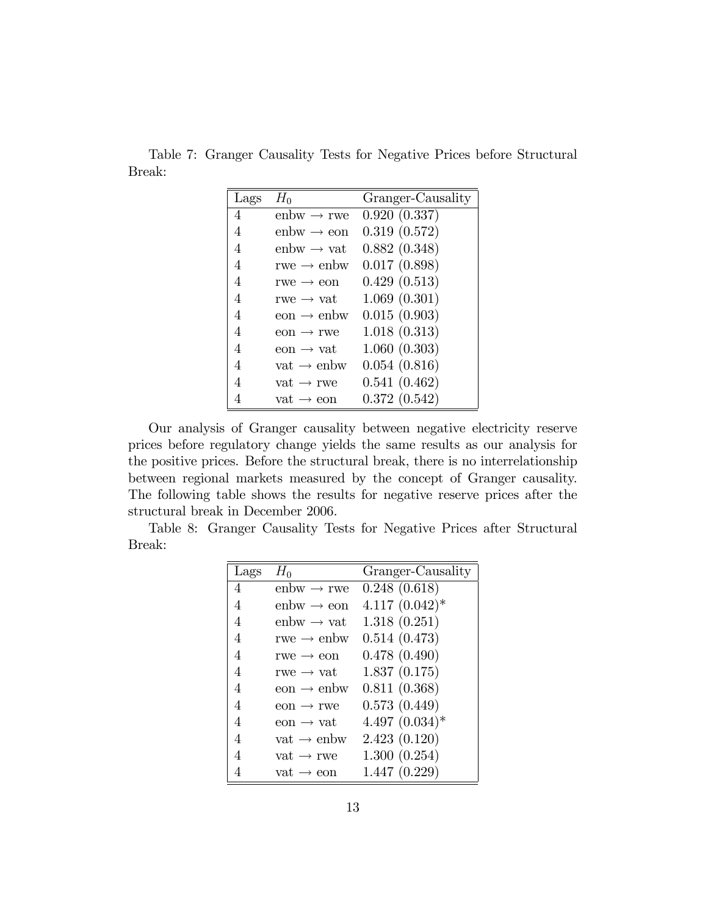Table 7: Granger Causality Tests for Negative Prices before Structural Break:

| Lags | $H_0$ | Granger-Causality |
|---|---|---|
| 4 | enbw → rwe | 0.920 (0.337) |
| 4 | enbw → eon | 0.319 (0.572) |
| 4 | enbw → vat | 0.882 (0.348) |
| 4 | rwe → enbw | 0.017 (0.898) |
| 4 | rwe → eon | 0.429 (0.513) |
| 4 | rwe → vat | 1.069 (0.301) |
| 4 | eon → enbw | 0.015 (0.903) |
| 4 | eon → rwe | 1.018 (0.313) |
| 4 | eon → vat | 1.060 (0.303) |
| 4 | vat → enbw | 0.054 (0.816) |
| 4 | vat → rwe | 0.541 (0.462) |
| 4 | vat → eon | 0.372 (0.542) |

Our analysis of Granger causality between negative electricity reserve prices before regulatory change yields the same results as our analysis for the positive prices. Before the structural break, there is no interrelationship between regional markets measured by the concept of Granger causality. The following table shows the results for negative reserve prices after the structural break in December 2006.

Table 8: Granger Causality Tests for Negative Prices after Structural Break:

| Lags | $H_0$ | Granger-Causality |
|---|---|---|
| 4 | enbw → rwe | 0.248 (0.618) |
| 4 | enbw → eon | 4.117 (0.042)* |
| 4 | enbw → vat | 1.318 (0.251) |
| 4 | rwe → enbw | 0.514 (0.473) |
| 4 | rwe → eon | 0.478 (0.490) |
| 4 | rwe → vat | 1.837 (0.175) |
| 4 | eon → enbw | 0.811 (0.368) |
| 4 | eon → rwe | 0.573 (0.449) |
| 4 | eon → vat | 4.497 (0.034)* |
| 4 | vat → enbw | 2.423 (0.120) |
| 4 | vat → rwe | 1.300 (0.254) |
| 4 | vat → eon | 1.447 (0.229) |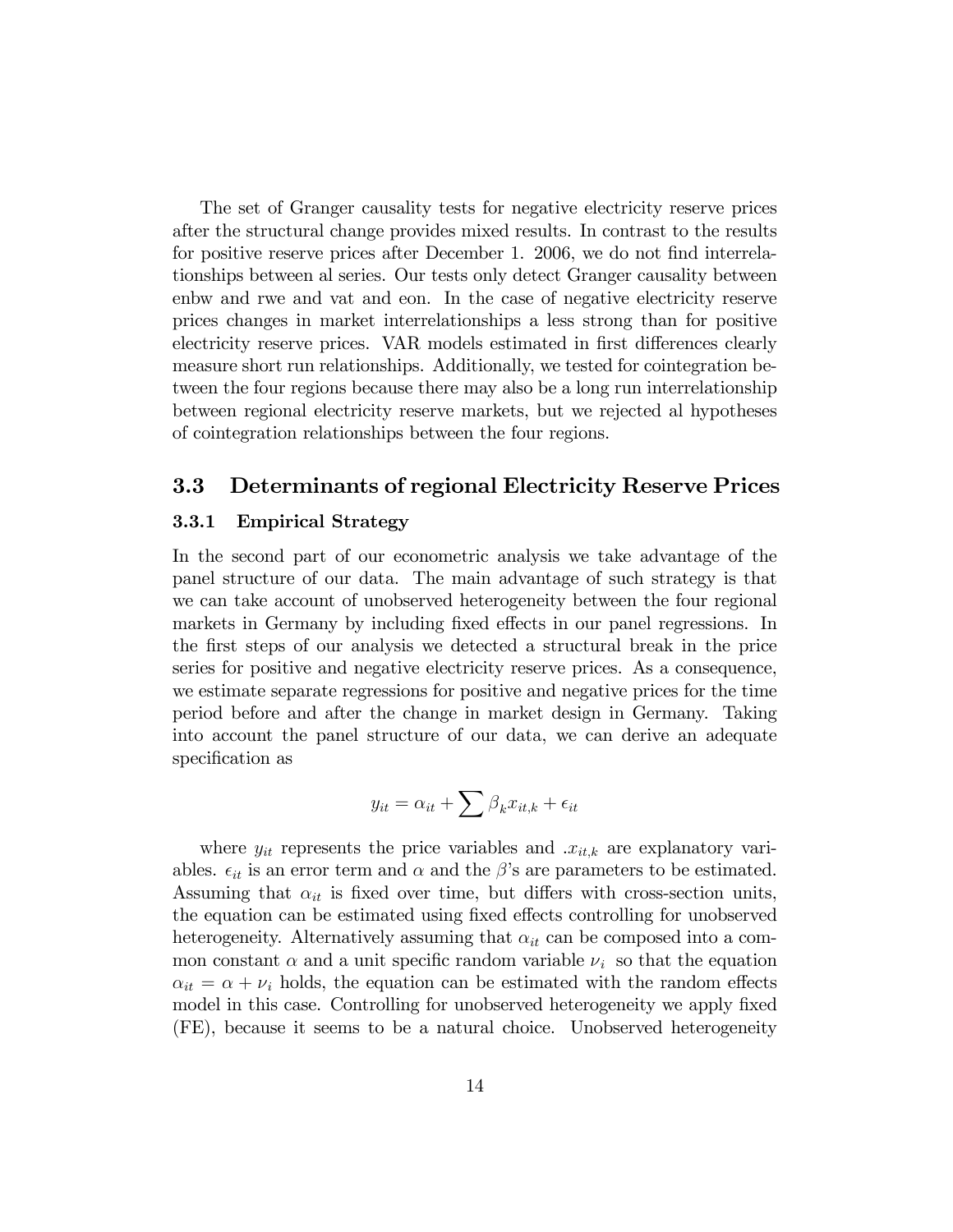The set of Granger causality tests for negative electricity reserve prices after the structural change provides mixed results. In contrast to the results for positive reserve prices after December 1. 2006, we do not find interrelationships between al series. Our tests only detect Granger causality between enbw and rwe and vat and eon. In the case of negative electricity reserve prices changes in market interrelationships a less strong than for positive electricity reserve prices. VAR models estimated in first differences clearly measure short run relationships. Additionally, we tested for cointegration between the four regions because there may also be a long run interrelationship between regional electricity reserve markets, but we rejected al hypotheses of cointegration relationships between the four regions.

## 3.3 Determinants of regional Electricity Reserve Prices

### 3.3.1 Empirical Strategy

In the second part of our econometric analysis we take advantage of the panel structure of our data. The main advantage of such strategy is that we can take account of unobserved heterogeneity between the four regional markets in Germany by including fixed effects in our panel regressions. In the first steps of our analysis we detected a structural break in the price series for positive and negative electricity reserve prices. As a consequence, we estimate separate regressions for positive and negative prices for the time period before and after the change in market design in Germany. Taking into account the panel structure of our data, we can derive an adequate specification as

$$y_{it} = \alpha_{it} + \sum \beta_k x_{it,k} + \epsilon_{it}$$

where $y_{it}$ represents the price variables and $.x_{it,k}$ are explanatory variables. $\epsilon_{it}$ is an error term and $\alpha$ and the $\beta$'s are parameters to be estimated. Assuming that $\alpha_{it}$ is fixed over time, but differs with cross-section units, the equation can be estimated using fixed effects controlling for unobserved heterogeneity. Alternatively assuming that $\alpha_{it}$ can be composed into a common constant $\alpha$ and a unit specific random variable $\nu_i$ so that the equation $\alpha_{it} = \alpha + \nu_i$ holds, the equation can be estimated with the random effects model in this case. Controlling for unobserved heterogeneity we apply fixed (FE), because it seems to be a natural choice. Unobserved heterogeneity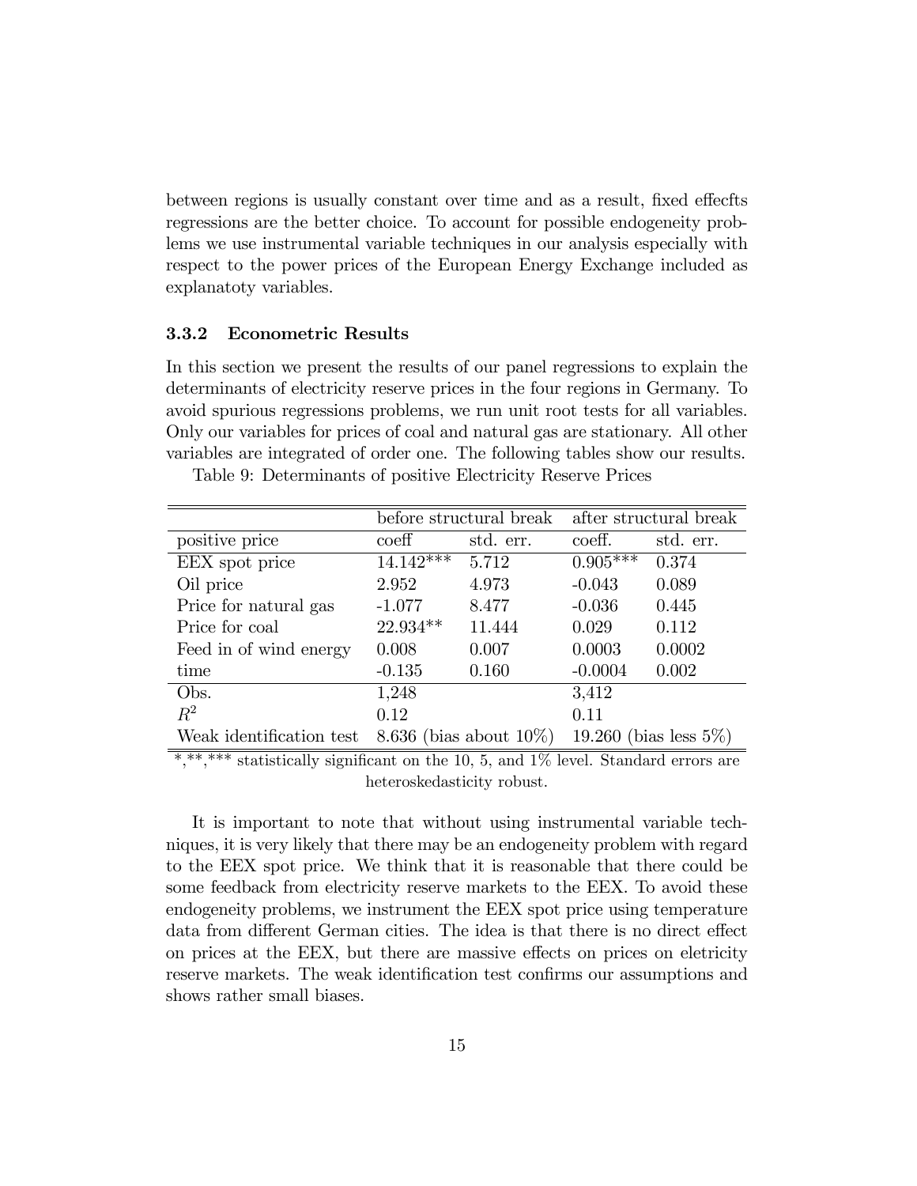between regions is usually constant over time and as a result, fixed effecfts regressions are the better choice. To account for possible endogeneity problems we use instrumental variable techniques in our analysis especially with respect to the power prices of the European Energy Exchange included as explanatoty variables.

### 3.3.2 Econometric Results

In this section we present the results of our panel regressions to explain the determinants of electricity reserve prices in the four regions in Germany. To avoid spurious regressions problems, we run unit root tests for all variables. Only our variables for prices of coal and natural gas are stationary. All other variables are integrated of order one. The following tables show our results.

Table 9: Determinants of positive Electricity Reserve Prices

| | before structural break | | after structural break | |
|---|---|---|---|---|
| positive price | coeff | std. err. | coeff. | std. err. |
| EEX spot price | 14.142*** | 5.712 | 0.905*** | 0.374 |
| Oil price | 2.952 | 4.973 | -0.043 | 0.089 |
| Price for natural gas | -1.077 | 8.477 | -0.036 | 0.445 |
| Price for coal | 22.934** | 11.444 | 0.029 | 0.112 |
| Feed in of wind energy | 0.008 | 0.007 | 0.0003 | 0.0002 |
| time | -0.135 | 0.160 | -0.0004 | 0.002 |
| Obs. | 1,248 | | 3,412 | |
| $R^2$ | 0.12 | | 0.11 | |
| Weak identification test | 8.636 (bias about 10%) | | 19.260 (bias less 5%) | |

*,**,*** statistically significant on the 10, 5, and 1% level. Standard errors are heteroskedasticity robust.

It is important to note that without using instrumental variable techniques, it is very likely that there may be an endogeneity problem with regard to the EEX spot price. We think that it is reasonable that there could be some feedback from electricity reserve markets to the EEX. To avoid these endogeneity problems, we instrument the EEX spot price using temperature data from different German cities. The idea is that there is no direct effect on prices at the EEX, but there are massive effects on prices on eletricity reserve markets. The weak identification test confirms our assumptions and shows rather small biases.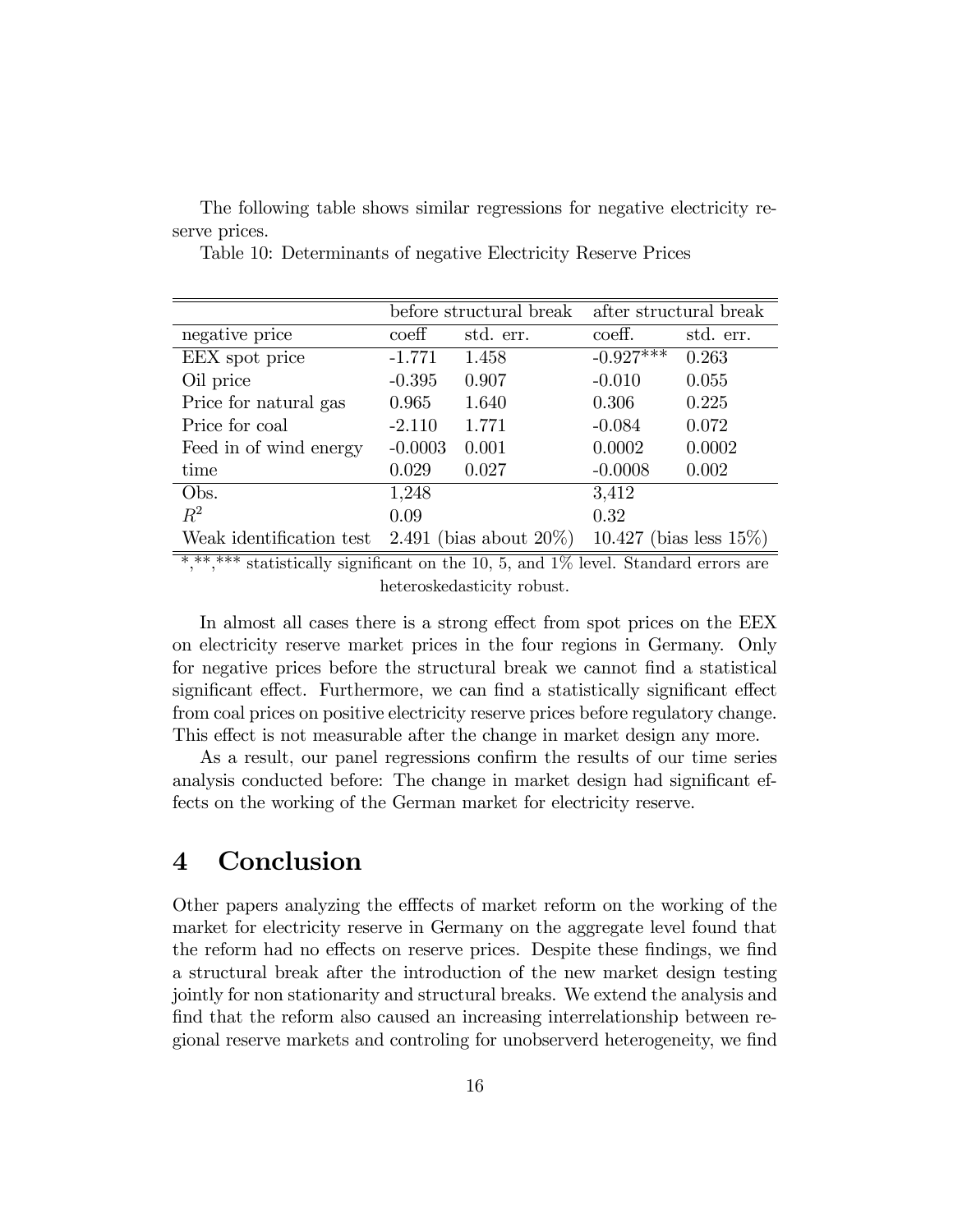The following table shows similar regressions for negative electricity reserve prices.

Table 10: Determinants of negative Electricity Reserve Prices

| | before structural break | | after structural break | |
|---|---|---|---|---|
| negative price | coeff | std. err. | coeff. | std. err. |
| EEX spot price | -1.771 | 1.458 | -0.927*** | 0.263 |
| Oil price | -0.395 | 0.907 | -0.010 | 0.055 |
| Price for natural gas | 0.965 | 1.640 | 0.306 | 0.225 |
| Price for coal | -2.110 | 1.771 | -0.084 | 0.072 |
| Feed in of wind energy | -0.0003 | 0.001 | 0.0002 | 0.0002 |
| time | 0.029 | 0.027 | -0.0008 | 0.002 |
| Obs. | 1,248 | | 3,412 | |
| $R^2$ | 0.09 | | 0.32 | |
| Weak identification test | 2.491 (bias about 20%) | | 10.427 (bias less 15%) | |

*,**,*** statistically significant on the 10, 5, and 1% level. Standard errors are heteroskedasticity robust.

In almost all cases there is a strong effect from spot prices on the EEX on electricity reserve market prices in the four regions in Germany. Only for negative prices before the structural break we cannot find a statistical significant effect. Furthermore, we can find a statistically significant effect from coal prices on positive electricity reserve prices before regulatory change. This effect is not measurable after the change in market design any more.

As a result, our panel regressions confirm the results of our time series analysis conducted before: The change in market design had significant effects on the working of the German market for electricity reserve.

# 4 Conclusion

Other papers analyzing the efffects of market reform on the working of the market for electricity reserve in Germany on the aggregate level found that the reform had no effects on reserve prices. Despite these findings, we find a structural break after the introduction of the new market design testing jointly for non stationarity and structural breaks. We extend the analysis and find that the reform also caused an increasing interrelationship between regional reserve markets and controling for unobserverd heterogeneity, we find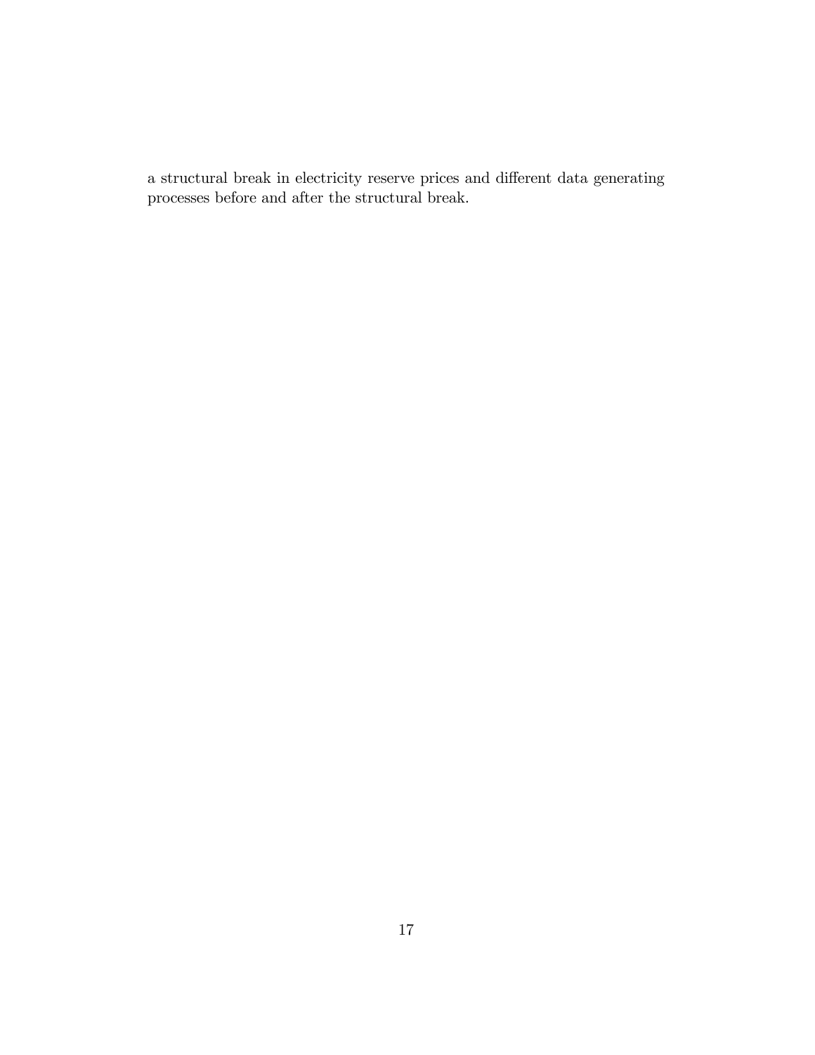a structural break in electricity reserve prices and different data generating processes before and after the structural break.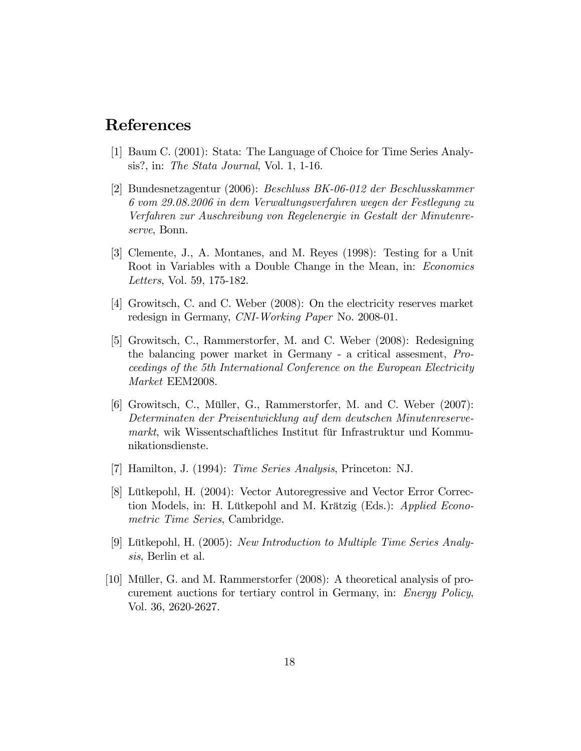# References

[1] Baum C. (2001): Stata: The Language of Choice for Time Series Analysis?, in: *The Stata Journal*, Vol. 1, 1-16.

[2] Bundesnetzagentur (2006): *Beschluss BK-06-012 der Beschlusskammer 6 vom 29.08.2006 in dem Verwaltungsverfahren wegen der Festlegung zu Verfahren zur Auschreibung von Regelenergie in Gestalt der Minutenreserve*, Bonn.

[3] Clemente, J., A. Montanes, and M. Reyes (1998): Testing for a Unit Root in Variables with a Double Change in the Mean, in: *Economics Letters*, Vol. 59, 175-182.

[4] Growitsch, C. and C. Weber (2008): On the electricity reserves market redesign in Germany, *CNI-Working Paper* No. 2008-01.

[5] Growitsch, C., Rammerstorfer, M. and C. Weber (2008): Redesigning the balancing power market in Germany - a critical assesment, *Proceedings of the 5th International Conference on the European Electricity Market* EEM2008.

[6] Growitsch, C., Müller, G., Rammerstorfer, M. and C. Weber (2007): *Determinaten der Preisentwicklung auf dem deutschen Minutenreservemarkt*, wik Wissentschaftliches Institut für Infrastruktur und Kommunikationsdienste.

[7] Hamilton, J. (1994): *Time Series Analysis*, Princeton: NJ.

[8] Lütkepohl, H. (2004): Vector Autoregressive and Vector Error Correction Models, in: H. Lütkepohl and M. Krätzig (Eds.): *Applied Econometric Time Series*, Cambridge.

[9] Lütkepohl, H. (2005): *New Introduction to Multiple Time Series Analysis*, Berlin et al.

[10] Müller, G. and M. Rammerstorfer (2008): A theoretical analysis of procurement auctions for tertiary control in Germany, in: *Energy Policy*, Vol. 36, 2620-2627.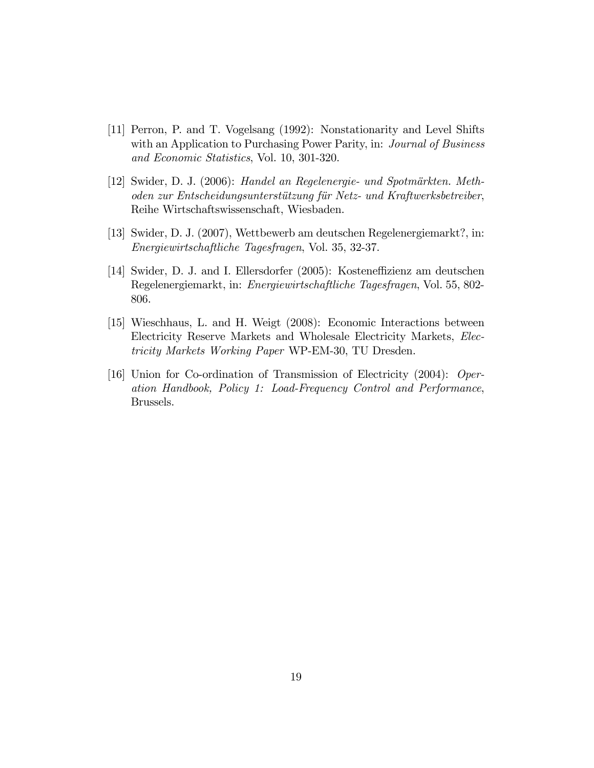[11] Perron, P. and T. Vogelsang (1992): Nonstationarity and Level Shifts with an Application to Purchasing Power Parity, in: *Journal of Business and Economic Statistics*, Vol. 10, 301-320.

[12] Swider, D. J. (2006): *Handel an Regelenergie- und Spotmärkten. Methoden zur Entscheidungsunterstützung für Netz- und Kraftwerksbetreiber*, Reihe Wirtschaftswissenschaft, Wiesbaden.

[13] Swider, D. J. (2007), Wettbewerb am deutschen Regelenergiemarkt?, in: *Energiewirtschaftliche Tagesfragen*, Vol. 35, 32-37.

[14] Swider, D. J. and I. Ellersdorfer (2005): Kosteneffizienz am deutschen Regelenergiemarkt, in: *Energiewirtschaftliche Tagesfragen*, Vol. 55, 802-806.

[15] Wieschhaus, L. and H. Weigt (2008): Economic Interactions between Electricity Reserve Markets and Wholesale Electricity Markets, *Electricity Markets Working Paper* WP-EM-30, TU Dresden.

[16] Union for Co-ordination of Transmission of Electricity (2004): *Operation Handbook, Policy 1: Load-Frequency Control and Performance*, Brussels.